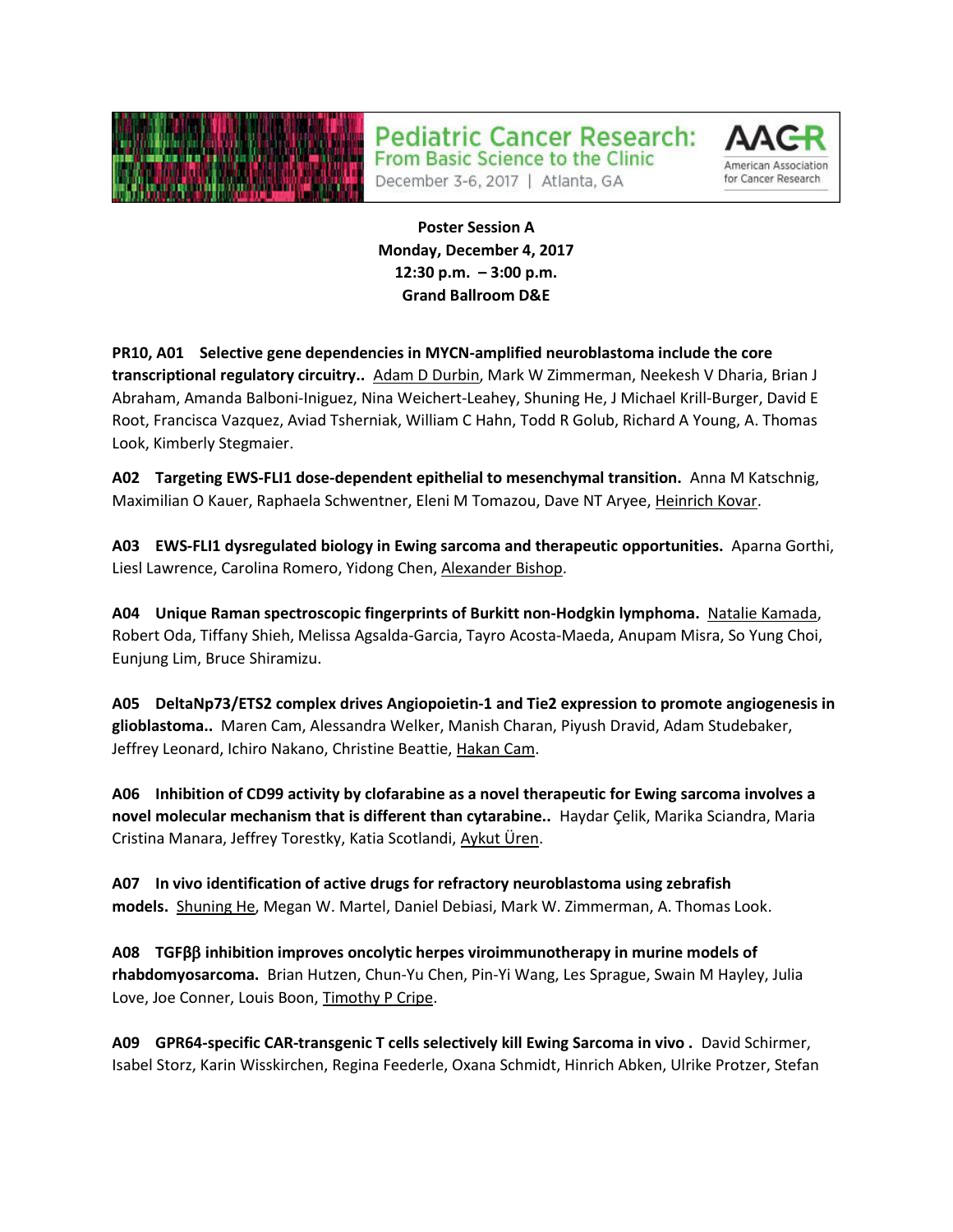Pediatric Cancer Research: From Basic Science to the Clinic
December 3-6, 2017 | Atlanta, GA

AACR American Association for Cancer Research

**Poster Session A**
**Monday, December 4, 2017**
**12:30 p.m. – 3:00 p.m.**
**Grand Ballroom D&E**

**PR10, A01 Selective gene dependencies in MYCN-amplified neuroblastoma include the core transcriptional regulatory circuitry..** Adam D Durbin, Mark W Zimmerman, Neekesh V Dharia, Brian J Abraham, Amanda Balboni-Iniguez, Nina Weichert-Leahey, Shuning He, J Michael Krill-Burger, David E Root, Francisca Vazquez, Aviad Tsherniak, William C Hahn, Todd R Golub, Richard A Young, A. Thomas Look, Kimberly Stegmaier.

**A02 Targeting EWS-FLI1 dose-dependent epithelial to mesenchymal transition.** Anna M Katschnig, Maximilian O Kauer, Raphaela Schwentner, Eleni M Tomazou, Dave NT Aryee, Heinrich Kovar.

**A03 EWS-FLI1 dysregulated biology in Ewing sarcoma and therapeutic opportunities.** Aparna Gorthi, Liesl Lawrence, Carolina Romero, Yidong Chen, Alexander Bishop.

**A04 Unique Raman spectroscopic fingerprints of Burkitt non-Hodgkin lymphoma.** Natalie Kamada, Robert Oda, Tiffany Shieh, Melissa Agsalda-Garcia, Tayro Acosta-Maeda, Anupam Misra, So Yung Choi, Eunjung Lim, Bruce Shiramizu.

**A05 DeltaNp73/ETS2 complex drives Angiopoietin-1 and Tie2 expression to promote angiogenesis in glioblastoma..** Maren Cam, Alessandra Welker, Manish Charan, Piyush Dravid, Adam Studebaker, Jeffrey Leonard, Ichiro Nakano, Christine Beattie, Hakan Cam.

**A06 Inhibition of CD99 activity by clofarabine as a novel therapeutic for Ewing sarcoma involves a novel molecular mechanism that is different than cytarabine..** Haydar Çelik, Marika Sciandra, Maria Cristina Manara, Jeffrey Torestky, Katia Scotlandi, Aykut Üren.

**A07 In vivo identification of active drugs for refractory neuroblastoma using zebrafish models.** Shuning He, Megan W. Martel, Daniel Debiasi, Mark W. Zimmerman, A. Thomas Look.

**A08 TGFββ inhibition improves oncolytic herpes viroimmunotherapy in murine models of rhabdomyosarcoma.** Brian Hutzen, Chun-Yu Chen, Pin-Yi Wang, Les Sprague, Swain M Hayley, Julia Love, Joe Conner, Louis Boon, Timothy P Cripe.

**A09 GPR64-specific CAR-transgenic T cells selectively kill Ewing Sarcoma in vivo .** David Schirmer, Isabel Storz, Karin Wisskirchen, Regina Feederle, Oxana Schmidt, Hinrich Abken, Ulrike Protzer, Stefan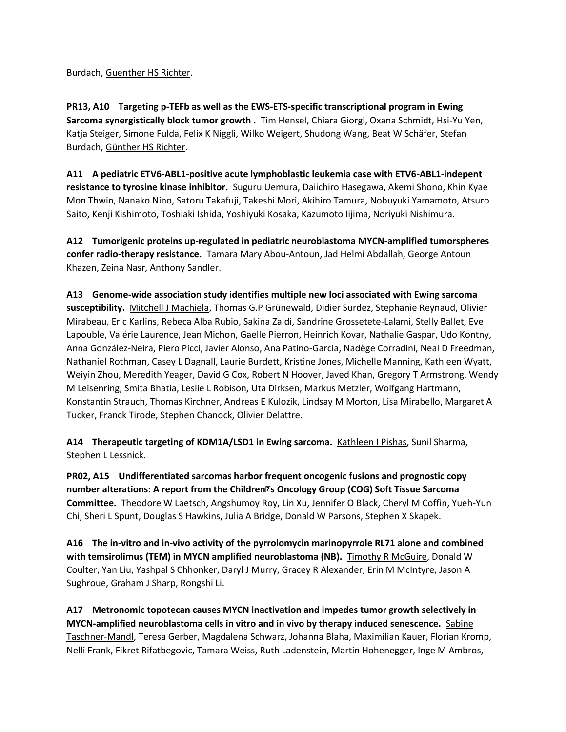Burdach, Guenther HS Richter.

**PR13, A10 Targeting p-TEFb as well as the EWS-ETS-specific transcriptional program in Ewing Sarcoma synergistically block tumor growth .** Tim Hensel, Chiara Giorgi, Oxana Schmidt, Hsi-Yu Yen, Katja Steiger, Simone Fulda, Felix K Niggli, Wilko Weigert, Shudong Wang, Beat W Schäfer, Stefan Burdach, Günther HS Richter.

**A11 A pediatric ETV6-ABL1-positive acute lymphoblastic leukemia case with ETV6-ABL1-indepent resistance to tyrosine kinase inhibitor.** Suguru Uemura, Daiichiro Hasegawa, Akemi Shono, Khin Kyae Mon Thwin, Nanako Nino, Satoru Takafuji, Takeshi Mori, Akihiro Tamura, Nobuyuki Yamamoto, Atsuro Saito, Kenji Kishimoto, Toshiaki Ishida, Yoshiyuki Kosaka, Kazumoto Iijima, Noriyuki Nishimura.

**A12 Tumorigenic proteins up-regulated in pediatric neuroblastoma MYCN-amplified tumorspheres confer radio-therapy resistance.** Tamara Mary Abou-Antoun, Jad Helmi Abdallah, George Antoun Khazen, Zeina Nasr, Anthony Sandler.

**A13 Genome-wide association study identifies multiple new loci associated with Ewing sarcoma susceptibility.** Mitchell J Machiela, Thomas G.P Grünewald, Didier Surdez, Stephanie Reynaud, Olivier Mirabeau, Eric Karlins, Rebeca Alba Rubio, Sakina Zaidi, Sandrine Grossetete-Lalami, Stelly Ballet, Eve Lapouble, Valérie Laurence, Jean Michon, Gaelle Pierron, Heinrich Kovar, Nathalie Gaspar, Udo Kontny, Anna González-Neira, Piero Picci, Javier Alonso, Ana Patino-Garcia, Nadège Corradini, Neal D Freedman, Nathaniel Rothman, Casey L Dagnall, Laurie Burdett, Kristine Jones, Michelle Manning, Kathleen Wyatt, Weiyin Zhou, Meredith Yeager, David G Cox, Robert N Hoover, Javed Khan, Gregory T Armstrong, Wendy M Leisenring, Smita Bhatia, Leslie L Robison, Uta Dirksen, Markus Metzler, Wolfgang Hartmann, Konstantin Strauch, Thomas Kirchner, Andreas E Kulozik, Lindsay M Morton, Lisa Mirabello, Margaret A Tucker, Franck Tirode, Stephen Chanock, Olivier Delattre.

**A14 Therapeutic targeting of KDM1A/LSD1 in Ewing sarcoma.** Kathleen I Pishas, Sunil Sharma, Stephen L Lessnick.

**PR02, A15 Undifferentiated sarcomas harbor frequent oncogenic fusions and prognostic copy number alterations: A report from the Children's Oncology Group (COG) Soft Tissue Sarcoma Committee.** Theodore W Laetsch, Angshumoy Roy, Lin Xu, Jennifer O Black, Cheryl M Coffin, Yueh-Yun Chi, Sheri L Spunt, Douglas S Hawkins, Julia A Bridge, Donald W Parsons, Stephen X Skapek.

**A16 The in-vitro and in-vivo activity of the pyrrolomycin marinopyrrole RL71 alone and combined with temsirolimus (TEM) in MYCN amplified neuroblastoma (NB).** Timothy R McGuire, Donald W Coulter, Yan Liu, Yashpal S Chhonker, Daryl J Murry, Gracey R Alexander, Erin M McIntyre, Jason A Sughroue, Graham J Sharp, Rongshi Li.

**A17 Metronomic topotecan causes MYCN inactivation and impedes tumor growth selectively in MYCN-amplified neuroblastoma cells in vitro and in vivo by therapy induced senescence.** Sabine Taschner-Mandl, Teresa Gerber, Magdalena Schwarz, Johanna Blaha, Maximilian Kauer, Florian Kromp, Nelli Frank, Fikret Rifatbegovic, Tamara Weiss, Ruth Ladenstein, Martin Hohenegger, Inge M Ambros,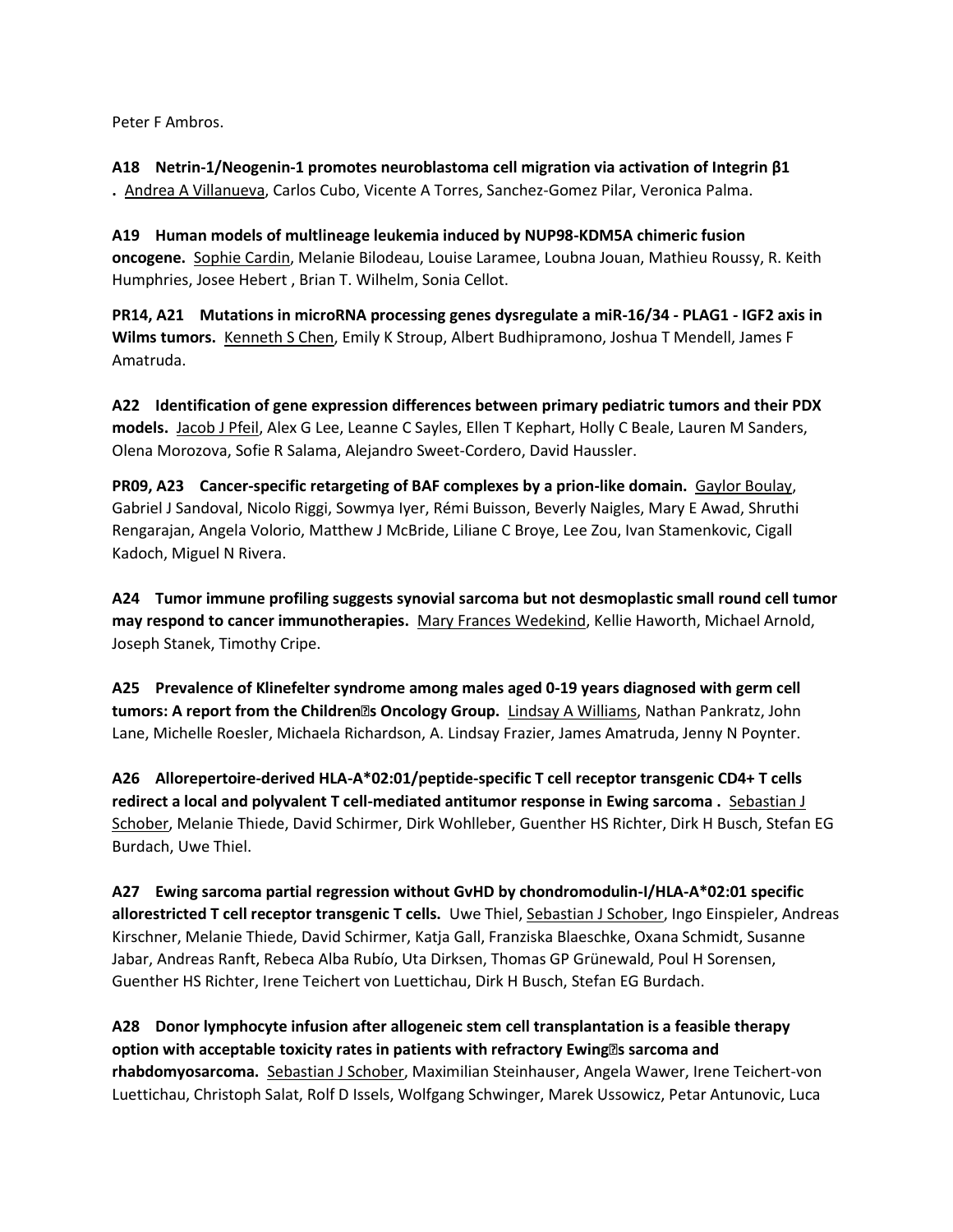Peter F Ambros.

**A18 Netrin-1/Neogenin-1 promotes neuroblastoma cell migration via activation of Integrin β1 .** Andrea A Villanueva, Carlos Cubo, Vicente A Torres, Sanchez-Gomez Pilar, Veronica Palma.

**A19 Human models of multilineage leukemia induced by NUP98-KDM5A chimeric fusion oncogene.** Sophie Cardin, Melanie Bilodeau, Louise Laramee, Loubna Jouan, Mathieu Roussy, R. Keith Humphries, Josee Hebert , Brian T. Wilhelm, Sonia Cellot.

**PR14, A21 Mutations in microRNA processing genes dysregulate a miR-16/34 - PLAG1 - IGF2 axis in Wilms tumors.** Kenneth S Chen, Emily K Stroup, Albert Budhipramono, Joshua T Mendell, James F Amatruda.

**A22 Identification of gene expression differences between primary pediatric tumors and their PDX models.** Jacob J Pfeil, Alex G Lee, Leanne C Sayles, Ellen T Kephart, Holly C Beale, Lauren M Sanders, Olena Morozova, Sofie R Salama, Alejandro Sweet-Cordero, David Haussler.

**PR09, A23 Cancer-specific retargeting of BAF complexes by a prion-like domain.** Gaylor Boulay, Gabriel J Sandoval, Nicolo Riggi, Sowmya Iyer, Rémi Buisson, Beverly Naigles, Mary E Awad, Shruthi Rengarajan, Angela Volorio, Matthew J McBride, Liliane C Broye, Lee Zou, Ivan Stamenkovic, Cigall Kadoch, Miguel N Rivera.

**A24 Tumor immune profiling suggests synovial sarcoma but not desmoplastic small round cell tumor may respond to cancer immunotherapies.** Mary Frances Wedekind, Kellie Haworth, Michael Arnold, Joseph Stanek, Timothy Cripe.

**A25 Prevalence of Klinefelter syndrome among males aged 0-19 years diagnosed with germ cell tumors: A report from the Children's Oncology Group.** Lindsay A Williams, Nathan Pankratz, John Lane, Michelle Roesler, Michaela Richardson, A. Lindsay Frazier, James Amatruda, Jenny N Poynter.

**A26 Allorepertoire-derived HLA-A*02:01/peptide-specific T cell receptor transgenic CD4+ T cells redirect a local and polyvalent T cell-mediated antitumor response in Ewing sarcoma .** Sebastian J Schober, Melanie Thiede, David Schirmer, Dirk Wohlleber, Guenther HS Richter, Dirk H Busch, Stefan EG Burdach, Uwe Thiel.

**A27 Ewing sarcoma partial regression without GvHD by chondromodulin-I/HLA-A*02:01 specific allorestricted T cell receptor transgenic T cells.** Uwe Thiel, Sebastian J Schober, Ingo Einspieler, Andreas Kirschner, Melanie Thiede, David Schirmer, Katja Gall, Franziska Blaeschke, Oxana Schmidt, Susanne Jabar, Andreas Ranft, Rebeca Alba Rubío, Uta Dirksen, Thomas GP Grünewald, Poul H Sorensen, Guenther HS Richter, Irene Teichert von Luettichau, Dirk H Busch, Stefan EG Burdach.

**A28 Donor lymphocyte infusion after allogeneic stem cell transplantation is a feasible therapy option with acceptable toxicity rates in patients with refractory Ewing's sarcoma and rhabdomyosarcoma.** Sebastian J Schober, Maximilian Steinhauser, Angela Wawer, Irene Teichert-von Luettichau, Christoph Salat, Rolf D Issels, Wolfgang Schwinger, Marek Ussowicz, Petar Antunovic, Luca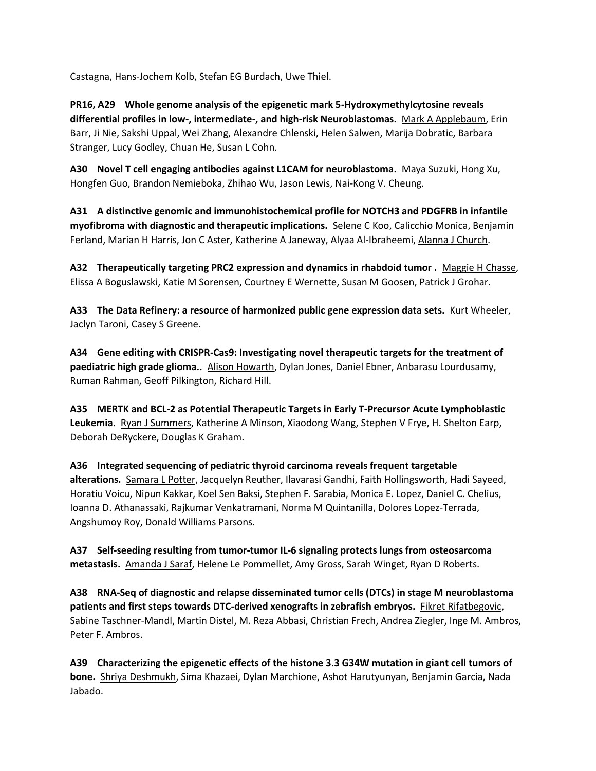Castagna, Hans-Jochem Kolb, Stefan EG Burdach, Uwe Thiel.

**PR16, A29 Whole genome analysis of the epigenetic mark 5-Hydroxymethylcytosine reveals differential profiles in low-, intermediate-, and high-risk Neuroblastomas.** Mark A Applebaum, Erin Barr, Ji Nie, Sakshi Uppal, Wei Zhang, Alexandre Chlenski, Helen Salwen, Marija Dobratic, Barbara Stranger, Lucy Godley, Chuan He, Susan L Cohn.

**A30 Novel T cell engaging antibodies against L1CAM for neuroblastoma.** Maya Suzuki, Hong Xu, Hongfen Guo, Brandon Nemieboka, Zhihao Wu, Jason Lewis, Nai-Kong V. Cheung.

**A31 A distinctive genomic and immunohistochemical profile for NOTCH3 and PDGFRB in infantile myofibroma with diagnostic and therapeutic implications.** Selene C Koo, Calicchio Monica, Benjamin Ferland, Marian H Harris, Jon C Aster, Katherine A Janeway, Alyaa Al-Ibraheemi, Alanna J Church.

**A32 Therapeutically targeting PRC2 expression and dynamics in rhabdoid tumor .** Maggie H Chasse, Elissa A Boguslawski, Katie M Sorensen, Courtney E Wernette, Susan M Goosen, Patrick J Grohar.

**A33 The Data Refinery: a resource of harmonized public gene expression data sets.** Kurt Wheeler, Jaclyn Taroni, Casey S Greene.

**A34 Gene editing with CRISPR-Cas9: Investigating novel therapeutic targets for the treatment of paediatric high grade glioma..** Alison Howarth, Dylan Jones, Daniel Ebner, Anbarasu Lourdusamy, Ruman Rahman, Geoff Pilkington, Richard Hill.

**A35 MERTK and BCL-2 as Potential Therapeutic Targets in Early T-Precursor Acute Lymphoblastic Leukemia.** Ryan J Summers, Katherine A Minson, Xiaodong Wang, Stephen V Frye, H. Shelton Earp, Deborah DeRyckere, Douglas K Graham.

**A36 Integrated sequencing of pediatric thyroid carcinoma reveals frequent targetable alterations.** Samara L Potter, Jacquelyn Reuther, Ilavarasi Gandhi, Faith Hollingsworth, Hadi Sayeed, Horatiu Voicu, Nipun Kakkar, Koel Sen Baksi, Stephen F. Sarabia, Monica E. Lopez, Daniel C. Chelius, Ioanna D. Athanassaki, Rajkumar Venkatramani, Norma M Quintanilla, Dolores Lopez-Terrada, Angshumoy Roy, Donald Williams Parsons.

**A37 Self-seeding resulting from tumor-tumor IL-6 signaling protects lungs from osteosarcoma metastasis.** Amanda J Saraf, Helene Le Pommellet, Amy Gross, Sarah Winget, Ryan D Roberts.

**A38 RNA-Seq of diagnostic and relapse disseminated tumor cells (DTCs) in stage M neuroblastoma patients and first steps towards DTC-derived xenografts in zebrafish embryos.** Fikret Rifatbegovic, Sabine Taschner-Mandl, Martin Distel, M. Reza Abbasi, Christian Frech, Andrea Ziegler, Inge M. Ambros, Peter F. Ambros.

**A39 Characterizing the epigenetic effects of the histone 3.3 G34W mutation in giant cell tumors of bone.** Shriya Deshmukh, Sima Khazaei, Dylan Marchione, Ashot Harutyunyan, Benjamin Garcia, Nada Jabado.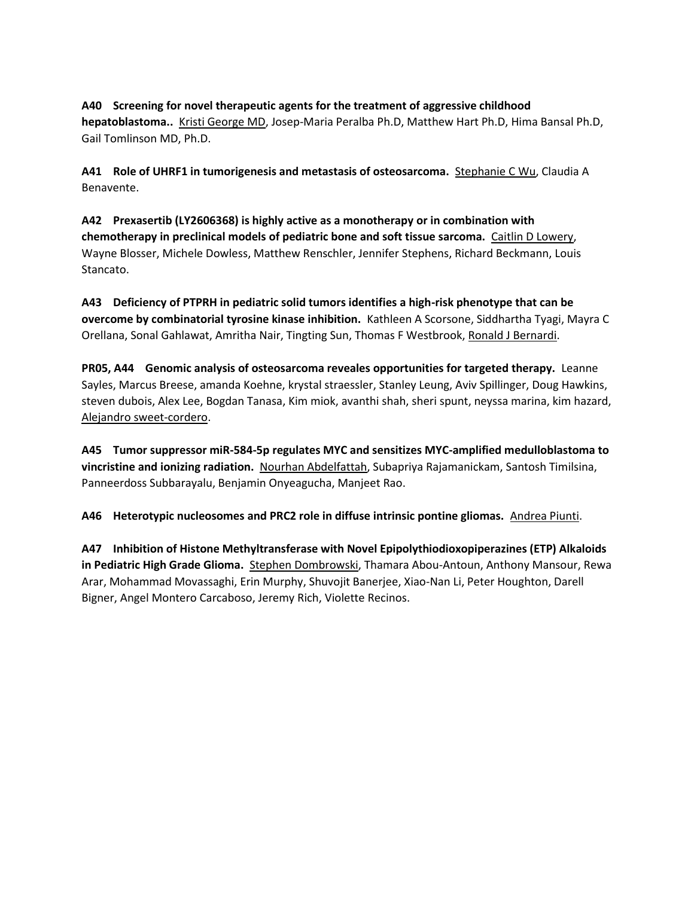**A40 Screening for novel therapeutic agents for the treatment of aggressive childhood hepatoblastoma..** Kristi George MD, Josep-Maria Peralba Ph.D, Matthew Hart Ph.D, Hima Bansal Ph.D, Gail Tomlinson MD, Ph.D.

**A41 Role of UHRF1 in tumorigenesis and metastasis of osteosarcoma.** Stephanie C Wu, Claudia A Benavente.

**A42 Prexasertib (LY2606368) is highly active as a monotherapy or in combination with chemotherapy in preclinical models of pediatric bone and soft tissue sarcoma.** Caitlin D Lowery, Wayne Blosser, Michele Dowless, Matthew Renschler, Jennifer Stephens, Richard Beckmann, Louis Stancato.

**A43 Deficiency of PTPRH in pediatric solid tumors identifies a high-risk phenotype that can be overcome by combinatorial tyrosine kinase inhibition.** Kathleen A Scorsone, Siddhartha Tyagi, Mayra C Orellana, Sonal Gahlawat, Amritha Nair, Tingting Sun, Thomas F Westbrook, Ronald J Bernardi.

**PR05, A44 Genomic analysis of osteosarcoma reveales opportunities for targeted therapy.** Leanne Sayles, Marcus Breese, amanda Koehne, krystal straessler, Stanley Leung, Aviv Spillinger, Doug Hawkins, steven dubois, Alex Lee, Bogdan Tanasa, Kim miok, avanthi shah, sheri spunt, neyssa marina, kim hazard, Alejandro sweet-cordero.

**A45 Tumor suppressor miR-584-5p regulates MYC and sensitizes MYC-amplified medulloblastoma to vincristine and ionizing radiation.** Nourhan Abdelfattah, Subapriya Rajamanickam, Santosh Timilsina, Panneerdoss Subbarayalu, Benjamin Onyeagucha, Manjeet Rao.

**A46 Heterotypic nucleosomes and PRC2 role in diffuse intrinsic pontine gliomas.** Andrea Piunti.

**A47 Inhibition of Histone Methyltransferase with Novel Epipolythiodioxopiperazines (ETP) Alkaloids in Pediatric High Grade Glioma.** Stephen Dombrowski, Thamara Abou-Antoun, Anthony Mansour, Rewa Arar, Mohammad Movassaghi, Erin Murphy, Shuvojit Banerjee, Xiao-Nan Li, Peter Houghton, Darell Bigner, Angel Montero Carcaboso, Jeremy Rich, Violette Recinos.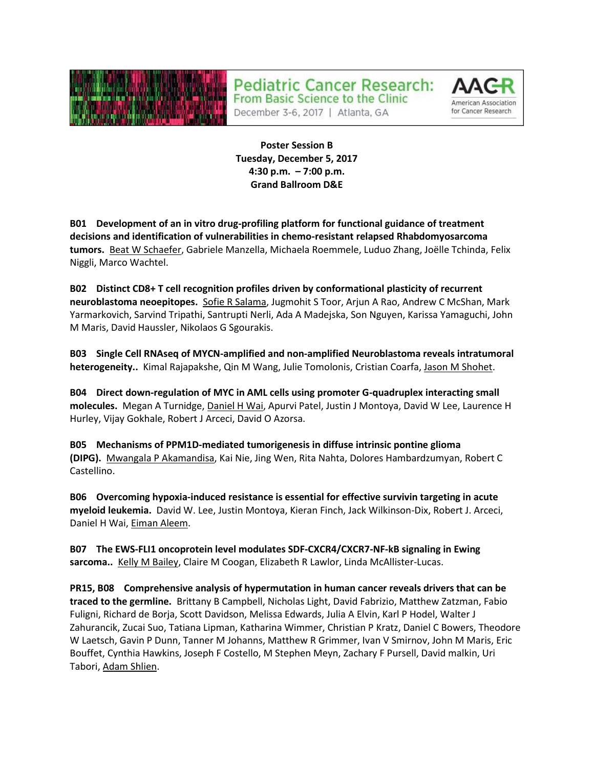**Poster Session B**
**Tuesday, December 5, 2017**
**4:30 p.m. – 7:00 p.m.**
**Grand Ballroom D&E**

**B01 Development of an in vitro drug-profiling platform for functional guidance of treatment decisions and identification of vulnerabilities in chemo-resistant relapsed Rhabdomyosarcoma tumors.** Beat W Schaefer, Gabriele Manzella, Michaela Roemmele, Luduo Zhang, Joëlle Tchinda, Felix Niggli, Marco Wachtel.

**B02 Distinct CD8+ T cell recognition profiles driven by conformational plasticity of recurrent neuroblastoma neoepitopes.** Sofie R Salama, Jugmohit S Toor, Arjun A Rao, Andrew C McShan, Mark Yarmarkovich, Sarvind Tripathi, Santrupti Nerli, Ada A Madejska, Son Nguyen, Karissa Yamaguchi, John M Maris, David Haussler, Nikolaos G Sgourakis.

**B03 Single Cell RNAseq of MYCN-amplified and non-amplified Neuroblastoma reveals intratumoral heterogeneity..** Kimal Rajapakshe, Qin M Wang, Julie Tomolonis, Cristian Coarfa, Jason M Shohet.

**B04 Direct down-regulation of MYC in AML cells using promoter G-quadruplex interacting small molecules.** Megan A Turnidge, Daniel H Wai, Apurvi Patel, Justin J Montoya, David W Lee, Laurence H Hurley, Vijay Gokhale, Robert J Arceci, David O Azorsa.

**B05 Mechanisms of PPM1D-mediated tumorigenesis in diffuse intrinsic pontine glioma (DIPG).** Mwangala P Akamandisa, Kai Nie, Jing Wen, Rita Nahta, Dolores Hambardzumyan, Robert C Castellino.

**B06 Overcoming hypoxia-induced resistance is essential for effective survivin targeting in acute myeloid leukemia.** David W. Lee, Justin Montoya, Kieran Finch, Jack Wilkinson-Dix, Robert J. Arceci, Daniel H Wai, Eiman Aleem.

**B07 The EWS-FLI1 oncoprotein level modulates SDF-CXCR4/CXCR7-NF-kB signaling in Ewing sarcoma..** Kelly M Bailey, Claire M Coogan, Elizabeth R Lawlor, Linda McAllister-Lucas.

**PR15, B08 Comprehensive analysis of hypermutation in human cancer reveals drivers that can be traced to the germline.** Brittany B Campbell, Nicholas Light, David Fabrizio, Matthew Zatzman, Fabio Fuligni, Richard de Borja, Scott Davidson, Melissa Edwards, Julia A Elvin, Karl P Hodel, Walter J Zahurancik, Zucai Suo, Tatiana Lipman, Katharina Wimmer, Christian P Kratz, Daniel C Bowers, Theodore W Laetsch, Gavin P Dunn, Tanner M Johanns, Matthew R Grimmer, Ivan V Smirnov, John M Maris, Eric Bouffet, Cynthia Hawkins, Joseph F Costello, M Stephen Meyn, Zachary F Pursell, David malkin, Uri Tabori, Adam Shlien.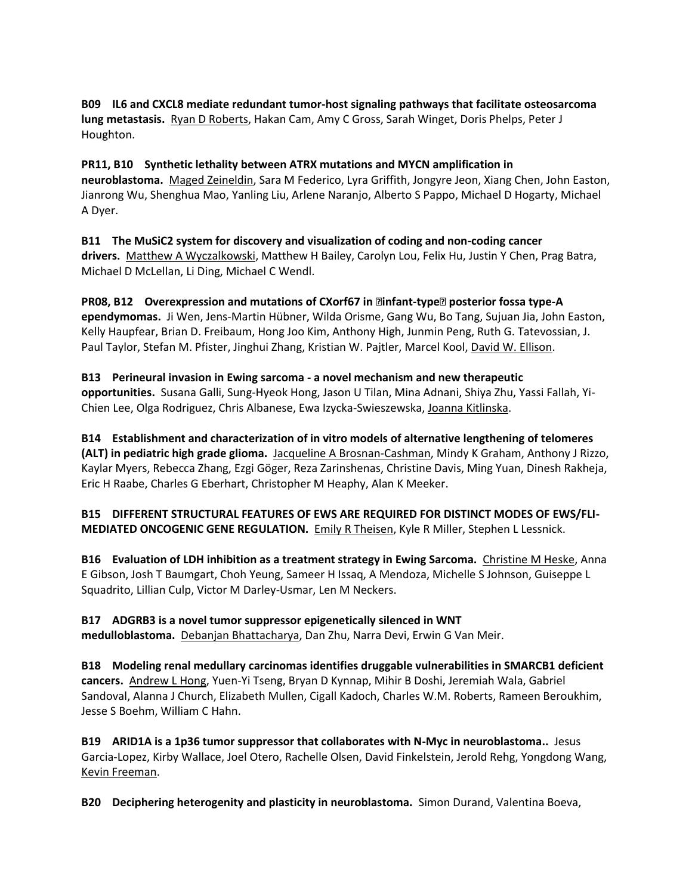**B09 IL6 and CXCL8 mediate redundant tumor-host signaling pathways that facilitate osteosarcoma lung metastasis.** Ryan D Roberts, Hakan Cam, Amy C Gross, Sarah Winget, Doris Phelps, Peter J Houghton.

**PR11, B10 Synthetic lethality between ATRX mutations and MYCN amplification in neuroblastoma.** Maged Zeineldin, Sara M Federico, Lyra Griffith, Jongyre Jeon, Xiang Chen, John Easton, Jianrong Wu, Shenghua Mao, Yanling Liu, Arlene Naranjo, Alberto S Pappo, Michael D Hogarty, Michael A Dyer.

**B11 The MuSiC2 system for discovery and visualization of coding and non-coding cancer drivers.** Matthew A Wyczalkowski, Matthew H Bailey, Carolyn Lou, Felix Hu, Justin Y Chen, Prag Batra, Michael D McLellan, Li Ding, Michael C Wendl.

**PR08, B12 Overexpression and mutations of CXorf67 in �infant-type� posterior fossa type-A ependymomas.** Ji Wen, Jens-Martin Hübner, Wilda Orisme, Gang Wu, Bo Tang, Sujuan Jia, John Easton, Kelly Haupfear, Brian D. Freibaum, Hong Joo Kim, Anthony High, Junmin Peng, Ruth G. Tatevossian, J. Paul Taylor, Stefan M. Pfister, Jinghui Zhang, Kristian W. Pajtler, Marcel Kool, David W. Ellison.

**B13 Perineural invasion in Ewing sarcoma - a novel mechanism and new therapeutic opportunities.** Susana Galli, Sung-Hyeok Hong, Jason U Tilan, Mina Adnani, Shiya Zhu, Yassi Fallah, Yi-Chien Lee, Olga Rodriguez, Chris Albanese, Ewa Izycka-Swieszewska, Joanna Kitlinska.

**B14 Establishment and characterization of in vitro models of alternative lengthening of telomeres (ALT) in pediatric high grade glioma.** Jacqueline A Brosnan-Cashman, Mindy K Graham, Anthony J Rizzo, Kaylar Myers, Rebecca Zhang, Ezgi Göger, Reza Zarinshenas, Christine Davis, Ming Yuan, Dinesh Rakheja, Eric H Raabe, Charles G Eberhart, Christopher M Heaphy, Alan K Meeker.

**B15 DIFFERENT STRUCTURAL FEATURES OF EWS ARE REQUIRED FOR DISTINCT MODES OF EWS/FLI-MEDIATED ONCOGENIC GENE REGULATION.** Emily R Theisen, Kyle R Miller, Stephen L Lessnick.

**B16 Evaluation of LDH inhibition as a treatment strategy in Ewing Sarcoma.** Christine M Heske, Anna E Gibson, Josh T Baumgart, Choh Yeung, Sameer H Issaq, A Mendoza, Michelle S Johnson, Guiseppe L Squadrito, Lillian Culp, Victor M Darley-Usmar, Len M Neckers.

**B17 ADGRB3 is a novel tumor suppressor epigenetically silenced in WNT medulloblastoma.** Debanjan Bhattacharya, Dan Zhu, Narra Devi, Erwin G Van Meir.

**B18 Modeling renal medullary carcinomas identifies druggable vulnerabilities in SMARCB1 deficient cancers.** Andrew L Hong, Yuen-Yi Tseng, Bryan D Kynnap, Mihir B Doshi, Jeremiah Wala, Gabriel Sandoval, Alanna J Church, Elizabeth Mullen, Cigall Kadoch, Charles W.M. Roberts, Rameen Beroukhim, Jesse S Boehm, William C Hahn.

**B19 ARID1A is a 1p36 tumor suppressor that collaborates with N-Myc in neuroblastoma..** Jesus Garcia-Lopez, Kirby Wallace, Joel Otero, Rachelle Olsen, David Finkelstein, Jerold Rehg, Yongdong Wang, Kevin Freeman.

**B20 Deciphering heterogenity and plasticity in neuroblastoma.** Simon Durand, Valentina Boeva,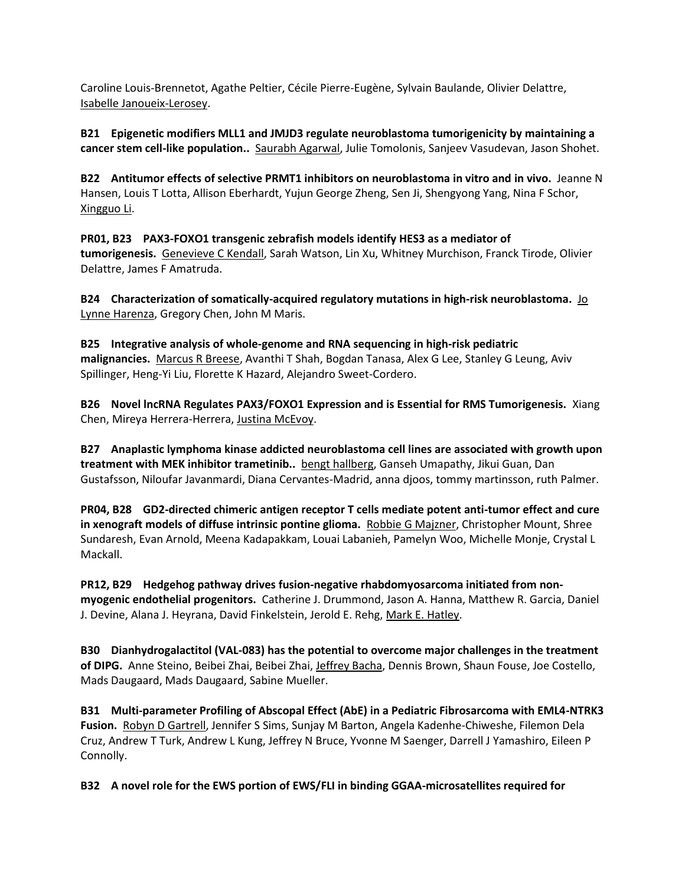Caroline Louis-Brennetot, Agathe Peltier, Cécile Pierre-Eugène, Sylvain Baulande, Olivier Delattre, Isabelle Janoueix-Lerosey.

**B21 Epigenetic modifiers MLL1 and JMJD3 regulate neuroblastoma tumorigenicity by maintaining a cancer stem cell-like population..** Saurabh Agarwal, Julie Tomolonis, Sanjeev Vasudevan, Jason Shohet.

**B22 Antitumor effects of selective PRMT1 inhibitors on neuroblastoma in vitro and in vivo.** Jeanne N Hansen, Louis T Lotta, Allison Eberhardt, Yujun George Zheng, Sen Ji, Shengyong Yang, Nina F Schor, Xingguo Li.

**PR01, B23 PAX3-FOXO1 transgenic zebrafish models identify HES3 as a mediator of tumorigenesis.** Genevieve C Kendall, Sarah Watson, Lin Xu, Whitney Murchison, Franck Tirode, Olivier Delattre, James F Amatruda.

**B24 Characterization of somatically-acquired regulatory mutations in high-risk neuroblastoma.** Jo Lynne Harenza, Gregory Chen, John M Maris.

**B25 Integrative analysis of whole-genome and RNA sequencing in high-risk pediatric malignancies.** Marcus R Breese, Avanthi T Shah, Bogdan Tanasa, Alex G Lee, Stanley G Leung, Aviv Spillinger, Heng-Yi Liu, Florette K Hazard, Alejandro Sweet-Cordero.

**B26 Novel lncRNA Regulates PAX3/FOXO1 Expression and is Essential for RMS Tumorigenesis.** Xiang Chen, Mireya Herrera-Herrera, Justina McEvoy.

**B27 Anaplastic lymphoma kinase addicted neuroblastoma cell lines are associated with growth upon treatment with MEK inhibitor trametinib..** bengt hallberg, Ganseh Umapathy, Jikui Guan, Dan Gustafsson, Niloufar Javanmardi, Diana Cervantes-Madrid, anna djoos, tommy martinsson, ruth Palmer.

**PR04, B28 GD2-directed chimeric antigen receptor T cells mediate potent anti-tumor effect and cure in xenograft models of diffuse intrinsic pontine glioma.** Robbie G Majzner, Christopher Mount, Shree Sundaresh, Evan Arnold, Meena Kadapakkam, Louai Labanieh, Pamelyn Woo, Michelle Monje, Crystal L Mackall.

**PR12, B29 Hedgehog pathway drives fusion-negative rhabdomyosarcoma initiated from non-myogenic endothelial progenitors.** Catherine J. Drummond, Jason A. Hanna, Matthew R. Garcia, Daniel J. Devine, Alana J. Heyrana, David Finkelstein, Jerold E. Rehg, Mark E. Hatley.

**B30 Dianhydrogalactitol (VAL-083) has the potential to overcome major challenges in the treatment of DIPG.** Anne Steino, Beibei Zhai, Beibei Zhai, Jeffrey Bacha, Dennis Brown, Shaun Fouse, Joe Costello, Mads Daugaard, Mads Daugaard, Sabine Mueller.

**B31 Multi-parameter Profiling of Abscopal Effect (AbE) in a Pediatric Fibrosarcoma with EML4-NTRK3 Fusion.** Robyn D Gartrell, Jennifer S Sims, Sunjay M Barton, Angela Kadenhe-Chiweshe, Filemon Dela Cruz, Andrew T Turk, Andrew L Kung, Jeffrey N Bruce, Yvonne M Saenger, Darrell J Yamashiro, Eileen P Connolly.

**B32 A novel role for the EWS portion of EWS/FLI in binding GGAA-microsatellites required for**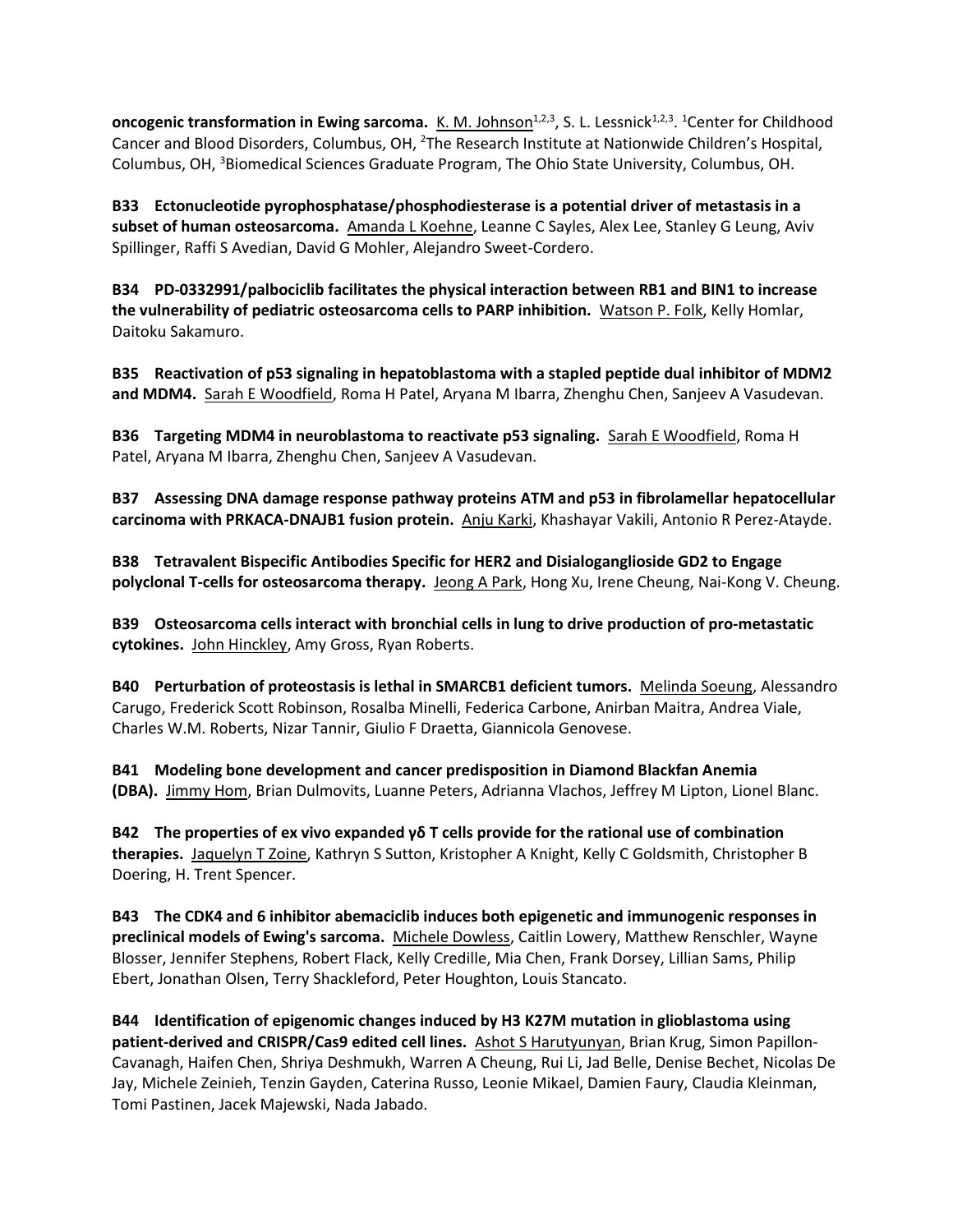**oncogenic transformation in Ewing sarcoma.** K. M. Johnson[1,2,3], S. L. Lessnick[1,2,3]. [1]Center for Childhood Cancer and Blood Disorders, Columbus, OH, [2]The Research Institute at Nationwide Children's Hospital, Columbus, OH, [3]Biomedical Sciences Graduate Program, The Ohio State University, Columbus, OH.

**B33 Ectonucleotide pyrophosphatase/phosphodiesterase is a potential driver of metastasis in a subset of human osteosarcoma.** Amanda L Koehne, Leanne C Sayles, Alex Lee, Stanley G Leung, Aviv Spillinger, Raffi S Avedian, David G Mohler, Alejandro Sweet-Cordero.

**B34 PD-0332991/palbociclib facilitates the physical interaction between RB1 and BIN1 to increase the vulnerability of pediatric osteosarcoma cells to PARP inhibition.** Watson P. Folk, Kelly Homlar, Daitoku Sakamuro.

**B35 Reactivation of p53 signaling in hepatoblastoma with a stapled peptide dual inhibitor of MDM2 and MDM4.** Sarah E Woodfield, Roma H Patel, Aryana M Ibarra, Zhenghu Chen, Sanjeev A Vasudevan.

**B36 Targeting MDM4 in neuroblastoma to reactivate p53 signaling.** Sarah E Woodfield, Roma H Patel, Aryana M Ibarra, Zhenghu Chen, Sanjeev A Vasudevan.

**B37 Assessing DNA damage response pathway proteins ATM and p53 in fibrolamellar hepatocellular carcinoma with PRKACA-DNAJB1 fusion protein.** Anju Karki, Khashayar Vakili, Antonio R Perez-Atayde.

**B38 Tetravalent Bispecific Antibodies Specific for HER2 and Disialoganglioside GD2 to Engage polyclonal T-cells for osteosarcoma therapy.** Jeong A Park, Hong Xu, Irene Cheung, Nai-Kong V. Cheung.

**B39 Osteosarcoma cells interact with bronchial cells in lung to drive production of pro-metastatic cytokines.** John Hinckley, Amy Gross, Ryan Roberts.

**B40 Perturbation of proteostasis is lethal in SMARCB1 deficient tumors.** Melinda Soeung, Alessandro Carugo, Frederick Scott Robinson, Rosalba Minelli, Federica Carbone, Anirban Maitra, Andrea Viale, Charles W.M. Roberts, Nizar Tannir, Giulio F Draetta, Giannicola Genovese.

**B41 Modeling bone development and cancer predisposition in Diamond Blackfan Anemia (DBA).** Jimmy Hom, Brian Dulmovits, Luanne Peters, Adrianna Vlachos, Jeffrey M Lipton, Lionel Blanc.

**B42 The properties of ex vivo expanded γδ T cells provide for the rational use of combination therapies.** Jaquelyn T Zoine, Kathryn S Sutton, Kristopher A Knight, Kelly C Goldsmith, Christopher B Doering, H. Trent Spencer.

**B43 The CDK4 and 6 inhibitor abemaciclib induces both epigenetic and immunogenic responses in preclinical models of Ewing's sarcoma.** Michele Dowless, Caitlin Lowery, Matthew Renschler, Wayne Blosser, Jennifer Stephens, Robert Flack, Kelly Credille, Mia Chen, Frank Dorsey, Lillian Sams, Philip Ebert, Jonathan Olsen, Terry Shackleford, Peter Houghton, Louis Stancato.

**B44 Identification of epigenomic changes induced by H3 K27M mutation in glioblastoma using patient-derived and CRISPR/Cas9 edited cell lines.** Ashot S Harutyunyan, Brian Krug, Simon Papillon-Cavanagh, Haifen Chen, Shriya Deshmukh, Warren A Cheung, Rui Li, Jad Belle, Denise Bechet, Nicolas De Jay, Michele Zeinieh, Tenzin Gayden, Caterina Russo, Leonie Mikael, Damien Faury, Claudia Kleinman, Tomi Pastinen, Jacek Majewski, Nada Jabado.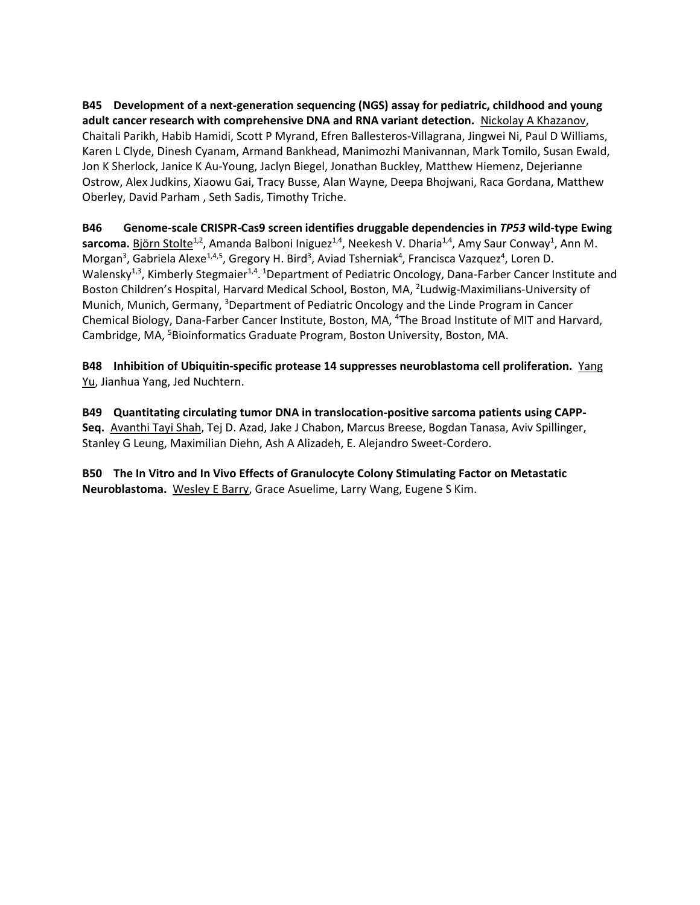**B45 Development of a next-generation sequencing (NGS) assay for pediatric, childhood and young adult cancer research with comprehensive DNA and RNA variant detection.** Nickolay A Khazanov, Chaitali Parikh, Habib Hamidi, Scott P Myrand, Efren Ballesteros-Villagrana, Jingwei Ni, Paul D Williams, Karen L Clyde, Dinesh Cyanam, Armand Bankhead, Manimozhi Manivannan, Mark Tomilo, Susan Ewald, Jon K Sherlock, Janice K Au-Young, Jaclyn Biegel, Jonathan Buckley, Matthew Hiemenz, Dejerianne Ostrow, Alex Judkins, Xiaowu Gai, Tracy Busse, Alan Wayne, Deepa Bhojwani, Raca Gordana, Matthew Oberley, David Parham , Seth Sadis, Timothy Triche.

**B46 Genome-scale CRISPR-Cas9 screen identifies druggable dependencies in *TP53* wild-type Ewing sarcoma.** Björn Stolte[1,2], Amanda Balboni Iniguez[1,4], Neekesh V. Dharia[1,4], Amy Saur Conway[1], Ann M. Morgan[3], Gabriela Alexe[1,4,5], Gregory H. Bird[3], Aviad Tsherniak[4], Francisca Vazquez[4], Loren D. Walensky[1,3], Kimberly Stegmaier[1,4]. [1]Department of Pediatric Oncology, Dana-Farber Cancer Institute and Boston Children's Hospital, Harvard Medical School, Boston, MA, [2]Ludwig-Maximilians-University of Munich, Munich, Germany, [3]Department of Pediatric Oncology and the Linde Program in Cancer Chemical Biology, Dana-Farber Cancer Institute, Boston, MA, [4]The Broad Institute of MIT and Harvard, Cambridge, MA, [5]Bioinformatics Graduate Program, Boston University, Boston, MA.

**B48 Inhibition of Ubiquitin-specific protease 14 suppresses neuroblastoma cell proliferation.** Yang Yu, Jianhua Yang, Jed Nuchtern.

**B49 Quantitating circulating tumor DNA in translocation-positive sarcoma patients using CAPP-Seq.** Avanthi Tayi Shah, Tej D. Azad, Jake J Chabon, Marcus Breese, Bogdan Tanasa, Aviv Spillinger, Stanley G Leung, Maximilian Diehn, Ash A Alizadeh, E. Alejandro Sweet-Cordero.

**B50 The In Vitro and In Vivo Effects of Granulocyte Colony Stimulating Factor on Metastatic Neuroblastoma.** Wesley E Barry, Grace Asuelime, Larry Wang, Eugene S Kim.